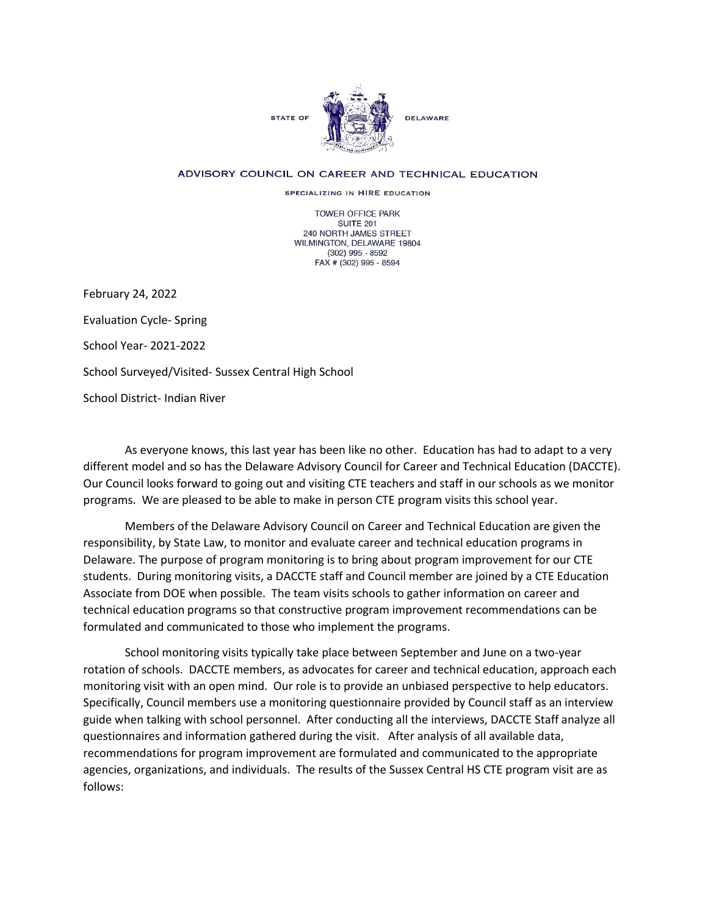STATE OF DELAWARE

ADVISORY COUNCIL ON CAREER AND TECHNICAL EDUCATION

SPECIALIZING IN HIRE EDUCATION

TOWER OFFICE PARK
SUITE 201
240 NORTH JAMES STREET
WILMINGTON, DELAWARE 19804
(302) 995 - 8592
FAX # (302) 995 - 8594

February 24, 2022

Evaluation Cycle- Spring

School Year- 2021-2022

School Surveyed/Visited- Sussex Central High School

School District- Indian River

As everyone knows, this last year has been like no other. Education has had to adapt to a very different model and so has the Delaware Advisory Council for Career and Technical Education (DACCTE). Our Council looks forward to going out and visiting CTE teachers and staff in our schools as we monitor programs. We are pleased to be able to make in person CTE program visits this school year.

Members of the Delaware Advisory Council on Career and Technical Education are given the responsibility, by State Law, to monitor and evaluate career and technical education programs in Delaware. The purpose of program monitoring is to bring about program improvement for our CTE students. During monitoring visits, a DACCTE staff and Council member are joined by a CTE Education Associate from DOE when possible. The team visits schools to gather information on career and technical education programs so that constructive program improvement recommendations can be formulated and communicated to those who implement the programs.

School monitoring visits typically take place between September and June on a two-year rotation of schools. DACCTE members, as advocates for career and technical education, approach each monitoring visit with an open mind. Our role is to provide an unbiased perspective to help educators. Specifically, Council members use a monitoring questionnaire provided by Council staff as an interview guide when talking with school personnel. After conducting all the interviews, DACCTE Staff analyze all questionnaires and information gathered during the visit. After analysis of all available data, recommendations for program improvement are formulated and communicated to the appropriate agencies, organizations, and individuals. The results of the Sussex Central HS CTE program visit are as follows: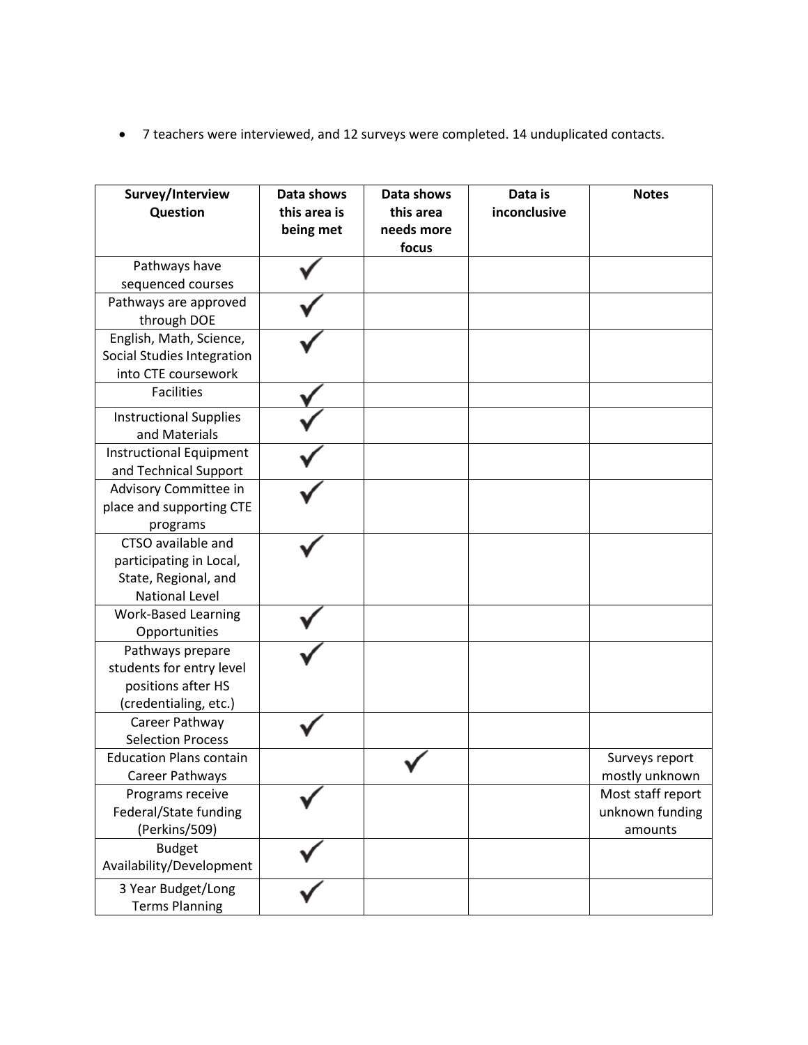- 7 teachers were interviewed, and 12 surveys were completed. 14 unduplicated contacts.

| Survey/Interview Question | Data shows this area is being met | Data shows this area needs more focus | Data is inconclusive | Notes |
|---|---|---|---|---|
| Pathways have sequenced courses | ✓ | | | |
| Pathways are approved through DOE | ✓ | | | |
| English, Math, Science, Social Studies Integration into CTE coursework | ✓ | | | |
| Facilities | ✓ | | | |
| Instructional Supplies and Materials | ✓ | | | |
| Instructional Equipment and Technical Support | ✓ | | | |
| Advisory Committee in place and supporting CTE programs | ✓ | | | |
| CTSO available and participating in Local, State, Regional, and National Level | ✓ | | | |
| Work-Based Learning Opportunities | ✓ | | | |
| Pathways prepare students for entry level positions after HS (credentialing, etc.) | ✓ | | | |
| Career Pathway Selection Process | ✓ | | | |
| Education Plans contain Career Pathways | | ✓ | | Surveys report mostly unknown |
| Programs receive Federal/State funding (Perkins/509) | ✓ | | | Most staff report unknown funding amounts |
| Budget Availability/Development | ✓ | | | |
| 3 Year Budget/Long Terms Planning | ✓ | | | |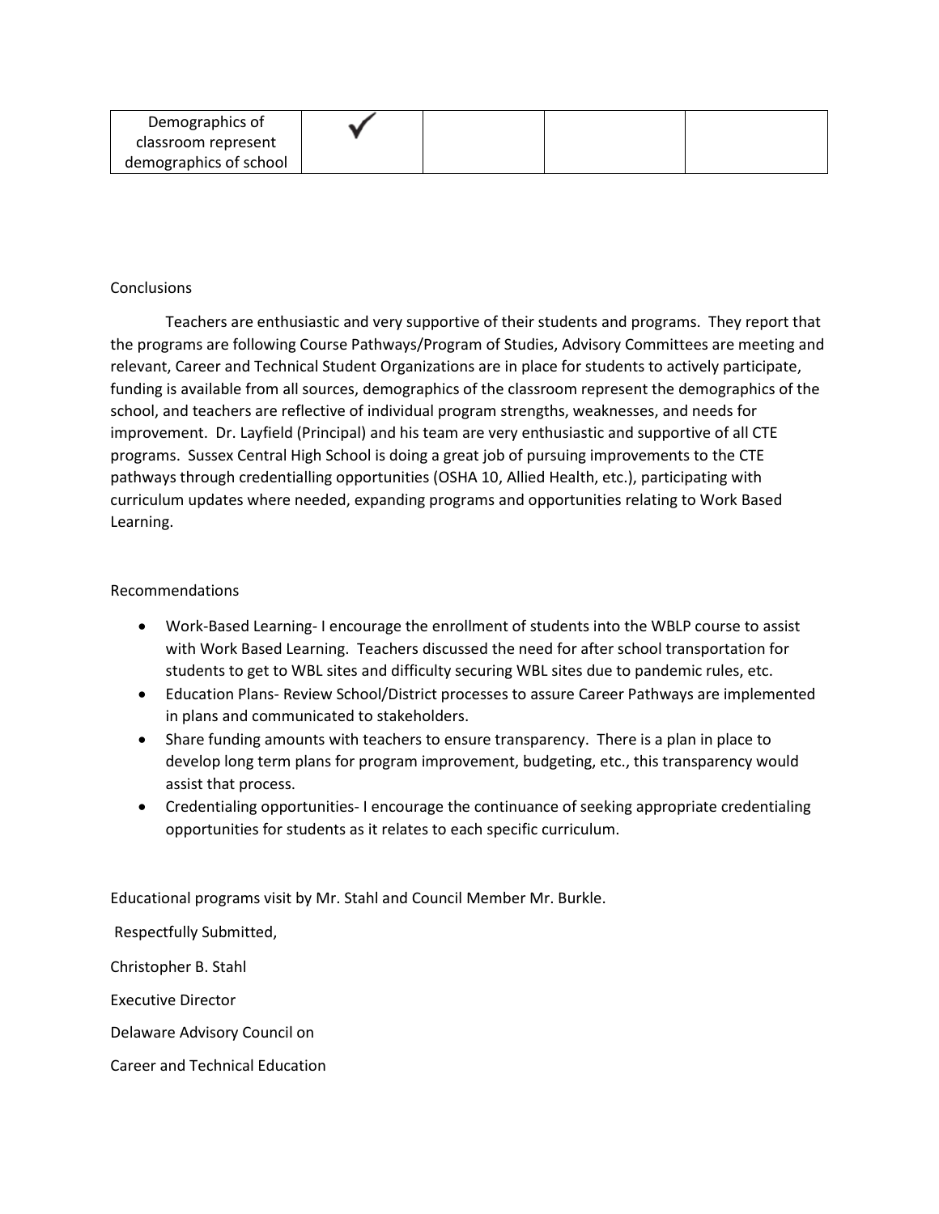| | | | | |
|---|---|---|---|---|
| Demographics of classroom represent demographics of school | ✓ | | | |

Conclusions

Teachers are enthusiastic and very supportive of their students and programs. They report that the programs are following Course Pathways/Program of Studies, Advisory Committees are meeting and relevant, Career and Technical Student Organizations are in place for students to actively participate, funding is available from all sources, demographics of the classroom represent the demographics of the school, and teachers are reflective of individual program strengths, weaknesses, and needs for improvement. Dr. Layfield (Principal) and his team are very enthusiastic and supportive of all CTE programs. Sussex Central High School is doing a great job of pursuing improvements to the CTE pathways through credentialling opportunities (OSHA 10, Allied Health, etc.), participating with curriculum updates where needed, expanding programs and opportunities relating to Work Based Learning.

Recommendations

- Work-Based Learning- I encourage the enrollment of students into the WBLP course to assist with Work Based Learning. Teachers discussed the need for after school transportation for students to get to WBL sites and difficulty securing WBL sites due to pandemic rules, etc.
- Education Plans- Review School/District processes to assure Career Pathways are implemented in plans and communicated to stakeholders.
- Share funding amounts with teachers to ensure transparency. There is a plan in place to develop long term plans for program improvement, budgeting, etc., this transparency would assist that process.
- Credentialing opportunities- I encourage the continuance of seeking appropriate credentialing opportunities for students as it relates to each specific curriculum.

Educational programs visit by Mr. Stahl and Council Member Mr. Burkle.

Respectfully Submitted,

Christopher B. Stahl

Executive Director

Delaware Advisory Council on

Career and Technical Education